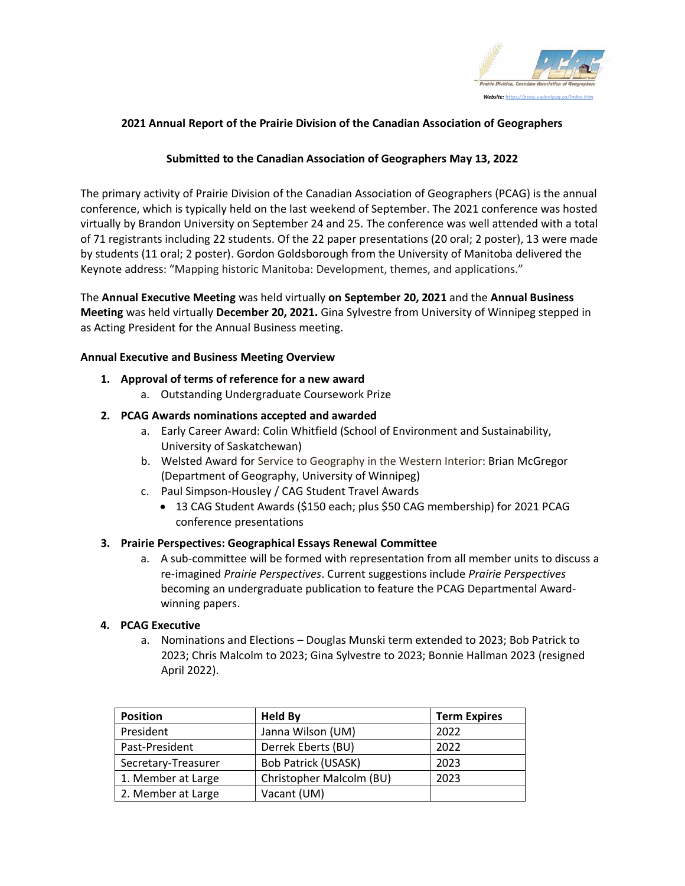Website: https://pcag.uwinnipeg.ca/index.htm

**2021 Annual Report of the Prairie Division of the Canadian Association of Geographers**

**Submitted to the Canadian Association of Geographers May 13, 2022**

The primary activity of Prairie Division of the Canadian Association of Geographers (PCAG) is the annual conference, which is typically held on the last weekend of September. The 2021 conference was hosted virtually by Brandon University on September 24 and 25. The conference was well attended with a total of 71 registrants including 22 students. Of the 22 paper presentations (20 oral; 2 poster), 13 were made by students (11 oral; 2 poster). Gordon Goldsborough from the University of Manitoba delivered the Keynote address: "Mapping historic Manitoba: Development, themes, and applications."

The **Annual Executive Meeting** was held virtually **on September 20, 2021** and the **Annual Business Meeting** was held virtually **December 20, 2021.** Gina Sylvestre from University of Winnipeg stepped in as Acting President for the Annual Business meeting.

**Annual Executive and Business Meeting Overview**

1. **Approval of terms of reference for a new award**
   a. Outstanding Undergraduate Coursework Prize
2. **PCAG Awards nominations accepted and awarded**
   a. Early Career Award: Colin Whitfield (School of Environment and Sustainability, University of Saskatchewan)
   b. Welsted Award for Service to Geography in the Western Interior: Brian McGregor (Department of Geography, University of Winnipeg)
   c. Paul Simpson-Housley / CAG Student Travel Awards
      - 13 CAG Student Awards ($150 each; plus $50 CAG membership) for 2021 PCAG conference presentations
3. **Prairie Perspectives: Geographical Essays Renewal Committee**
   a. A sub-committee will be formed with representation from all member units to discuss a re-imagined *Prairie Perspectives*. Current suggestions include *Prairie Perspectives* becoming an undergraduate publication to feature the PCAG Departmental Award-winning papers.
4. **PCAG Executive**
   a. Nominations and Elections – Douglas Munski term extended to 2023; Bob Patrick to 2023; Chris Malcolm to 2023; Gina Sylvestre to 2023; Bonnie Hallman 2023 (resigned April 2022).

| **Position** | **Held By** | **Term Expires** |
|---|---|---|
| President | Janna Wilson (UM) | 2022 |
| Past-President | Derrek Eberts (BU) | 2022 |
| Secretary-Treasurer | Bob Patrick (USASK) | 2023 |
| 1. Member at Large | Christopher Malcolm (BU) | 2023 |
| 2. Member at Large | Vacant (UM) | |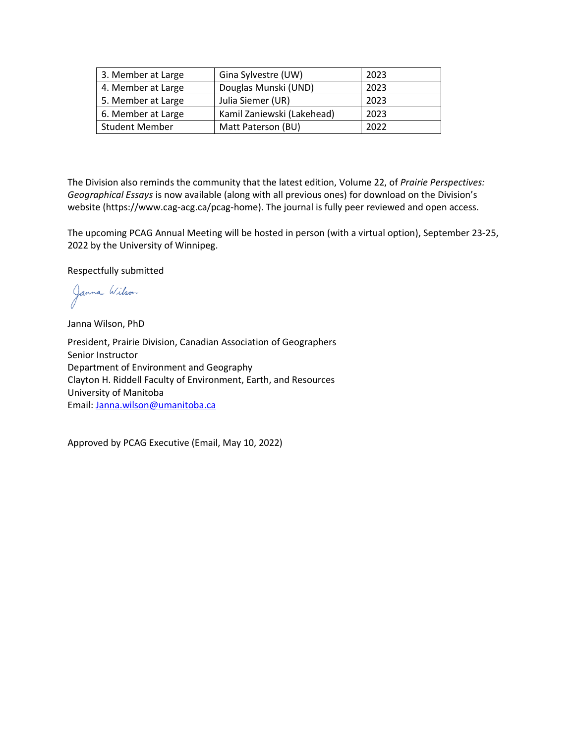| | | |
|---|---|---|
| 3. Member at Large | Gina Sylvestre (UW) | 2023 |
| 4. Member at Large | Douglas Munski (UND) | 2023 |
| 5. Member at Large | Julia Siemer (UR) | 2023 |
| 6. Member at Large | Kamil Zaniewski (Lakehead) | 2023 |
| Student Member | Matt Paterson (BU) | 2022 |

The Division also reminds the community that the latest edition, Volume 22, of *Prairie Perspectives: Geographical Essays* is now available (along with all previous ones) for download on the Division's website (https://www.cag-acg.ca/pcag-home). The journal is fully peer reviewed and open access.

The upcoming PCAG Annual Meeting will be hosted in person (with a virtual option), September 23-25, 2022 by the University of Winnipeg.

Respectfully submitted

Janna Wilson

Janna Wilson, PhD

President, Prairie Division, Canadian Association of Geographers
Senior Instructor
Department of Environment and Geography
Clayton H. Riddell Faculty of Environment, Earth, and Resources
University of Manitoba
Email: Janna.wilson@umanitoba.ca

Approved by PCAG Executive (Email, May 10, 2022)